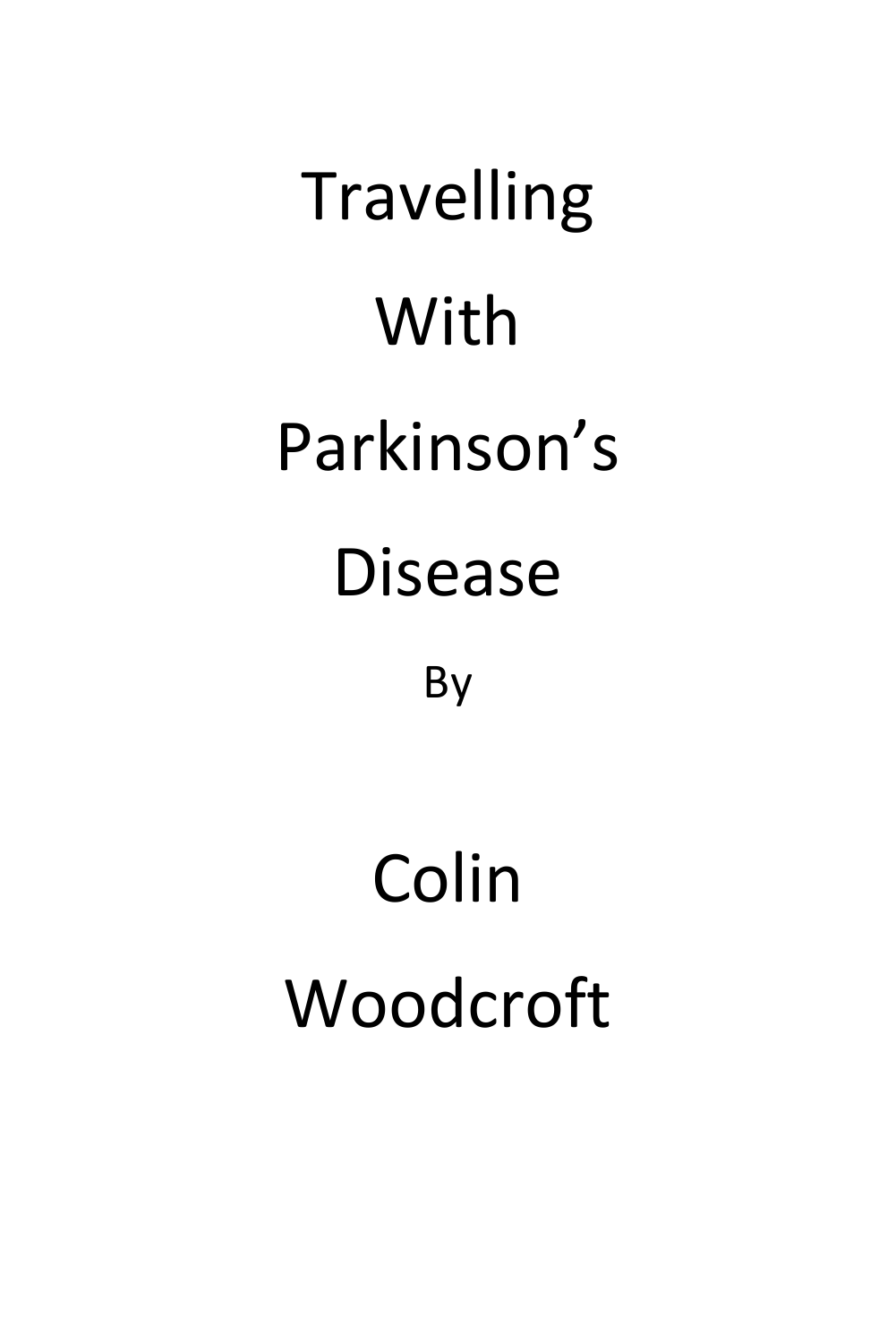# Travelling With Parkinson's Disease

By

## Colin Woodcroft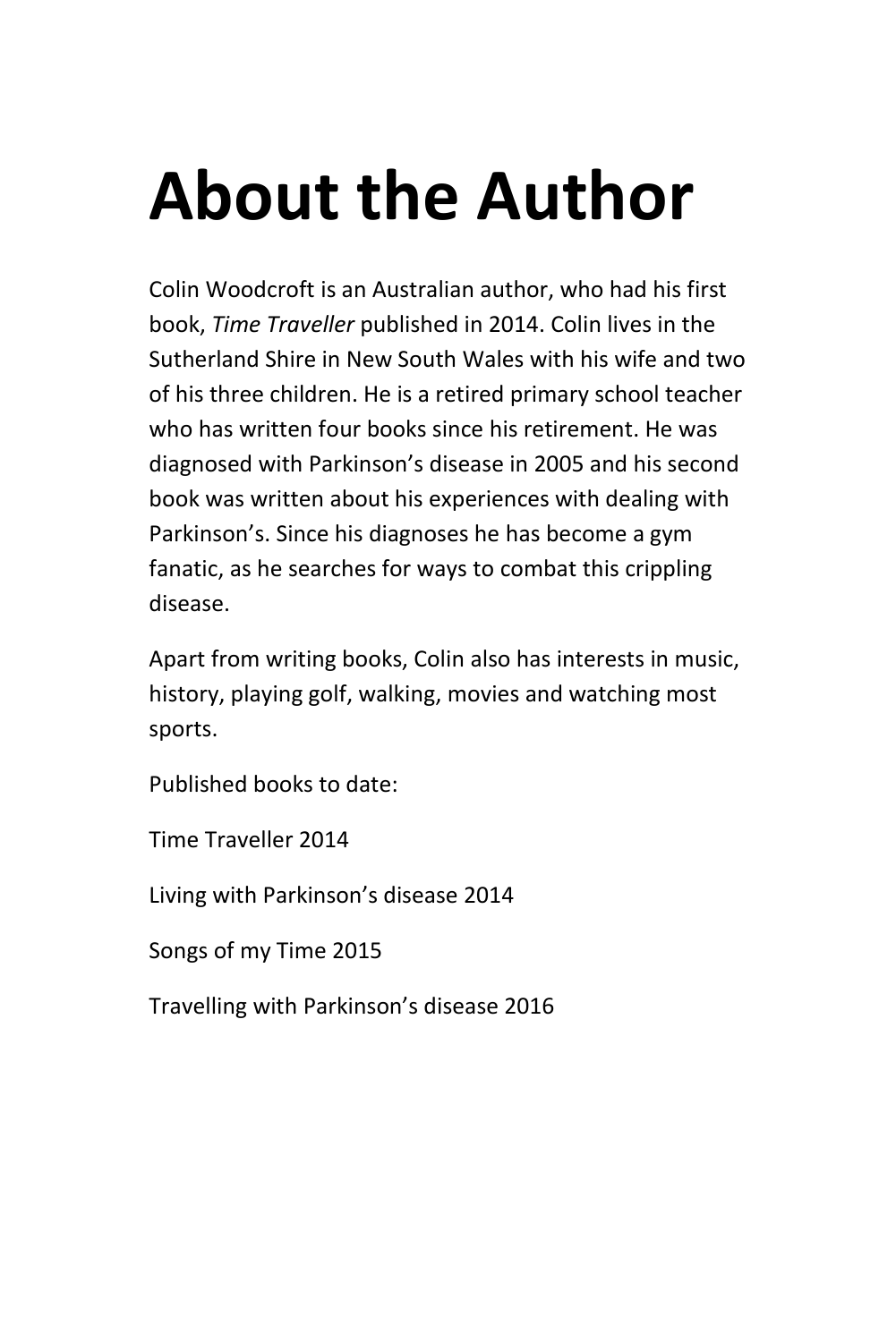# About the Author

Colin Woodcroft is an Australian author, who had his first book, *Time Traveller* published in 2014. Colin lives in the Sutherland Shire in New South Wales with his wife and two of his three children. He is a retired primary school teacher who has written four books since his retirement. He was diagnosed with Parkinson's disease in 2005 and his second book was written about his experiences with dealing with Parkinson's. Since his diagnoses he has become a gym fanatic, as he searches for ways to combat this crippling disease.

Apart from writing books, Colin also has interests in music, history, playing golf, walking, movies and watching most sports.

Published books to date:

Time Traveller 2014

Living with Parkinson's disease 2014

Songs of my Time 2015

Travelling with Parkinson's disease 2016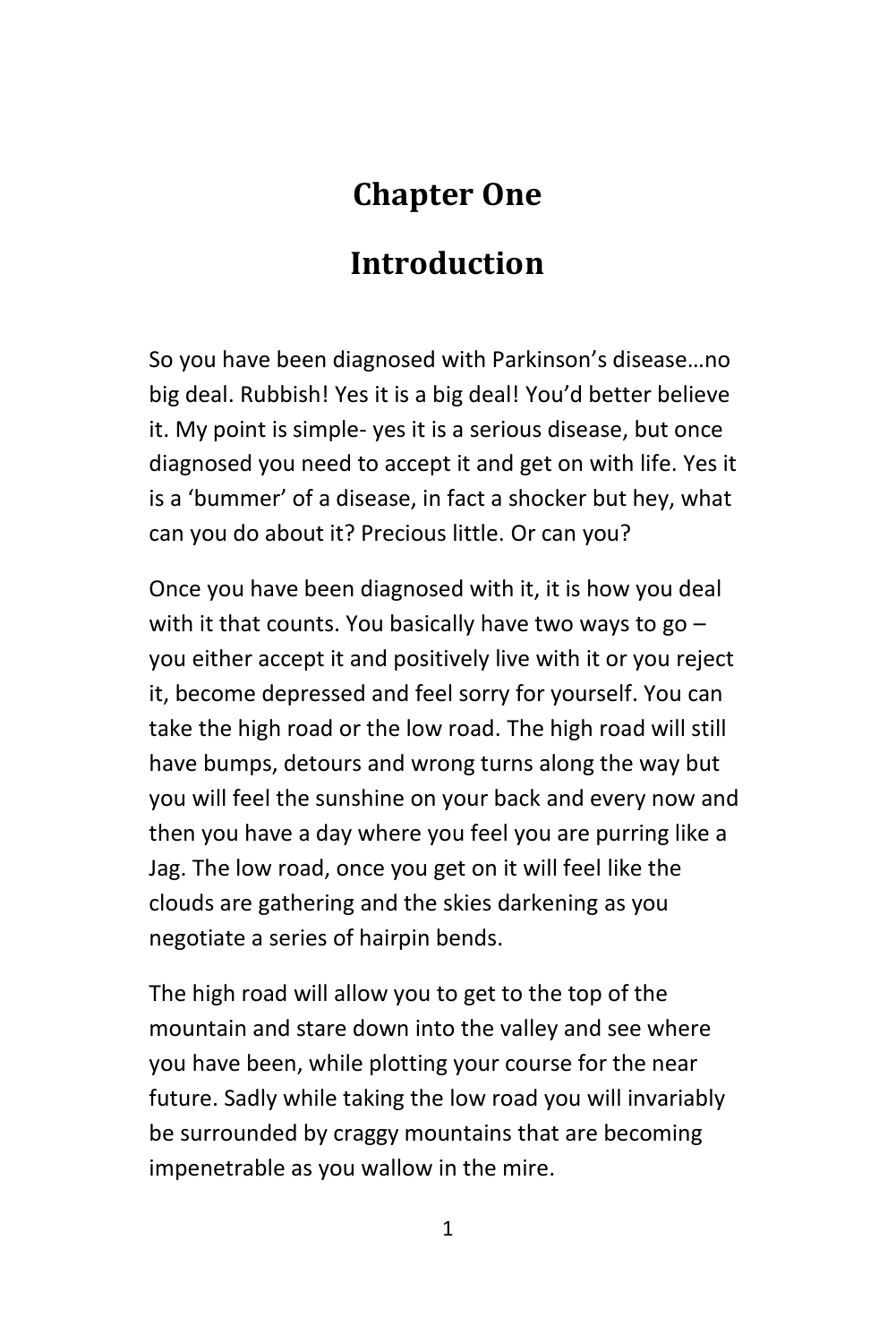# Chapter One

# Introduction

So you have been diagnosed with Parkinson's disease…no big deal. Rubbish! Yes it is a big deal! You'd better believe it. My point is simple- yes it is a serious disease, but once diagnosed you need to accept it and get on with life. Yes it is a 'bummer' of a disease, in fact a shocker but hey, what can you do about it? Precious little. Or can you?

Once you have been diagnosed with it, it is how you deal with it that counts. You basically have two ways to go – you either accept it and positively live with it or you reject it, become depressed and feel sorry for yourself. You can take the high road or the low road. The high road will still have bumps, detours and wrong turns along the way but you will feel the sunshine on your back and every now and then you have a day where you feel you are purring like a Jag. The low road, once you get on it will feel like the clouds are gathering and the skies darkening as you negotiate a series of hairpin bends.

The high road will allow you to get to the top of the mountain and stare down into the valley and see where you have been, while plotting your course for the near future. Sadly while taking the low road you will invariably be surrounded by craggy mountains that are becoming impenetrable as you wallow in the mire.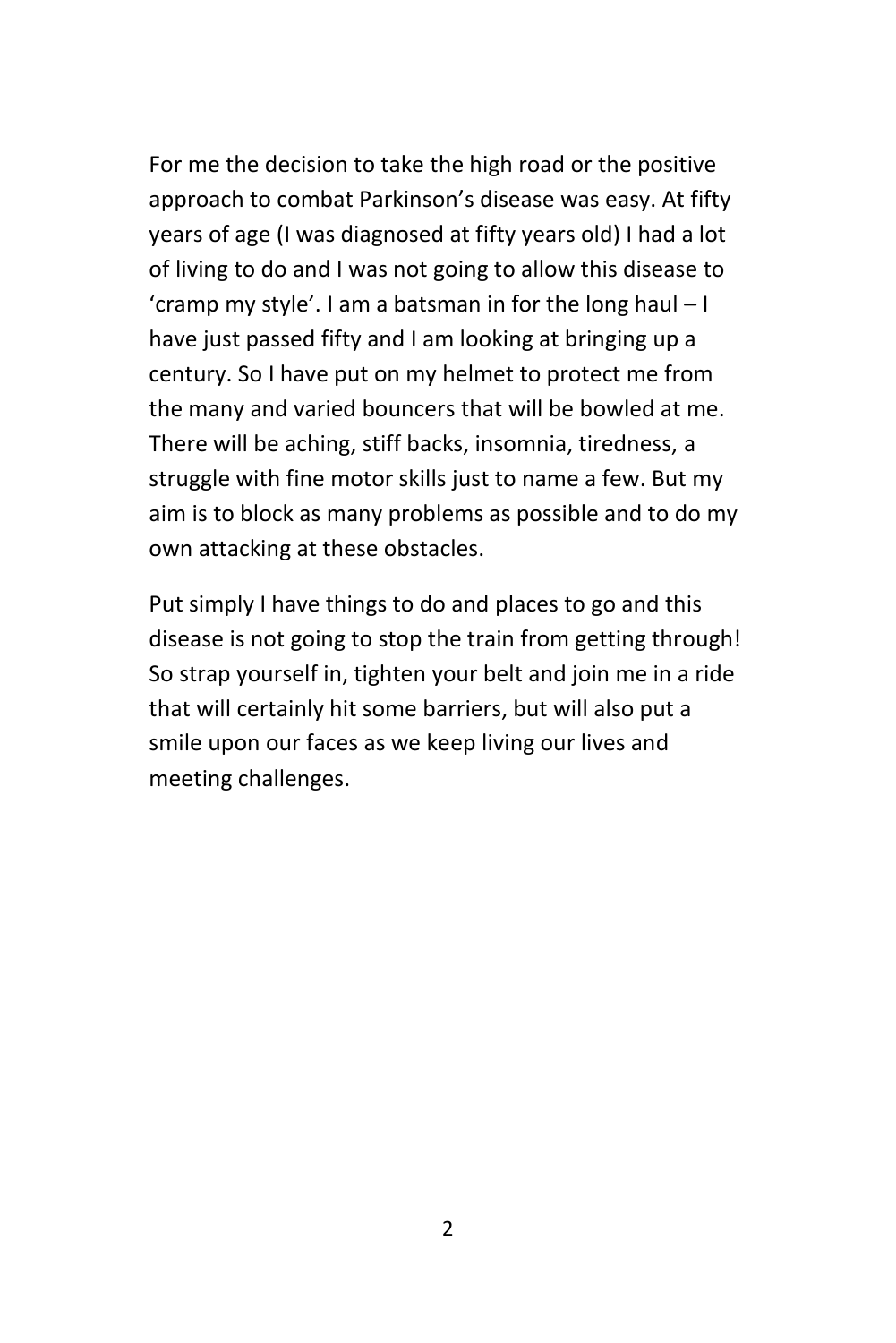For me the decision to take the high road or the positive approach to combat Parkinson's disease was easy. At fifty years of age (I was diagnosed at fifty years old) I had a lot of living to do and I was not going to allow this disease to 'cramp my style'. I am a batsman in for the long haul – I have just passed fifty and I am looking at bringing up a century. So I have put on my helmet to protect me from the many and varied bouncers that will be bowled at me. There will be aching, stiff backs, insomnia, tiredness, a struggle with fine motor skills just to name a few. But my aim is to block as many problems as possible and to do my own attacking at these obstacles.

Put simply I have things to do and places to go and this disease is not going to stop the train from getting through! So strap yourself in, tighten your belt and join me in a ride that will certainly hit some barriers, but will also put a smile upon our faces as we keep living our lives and meeting challenges.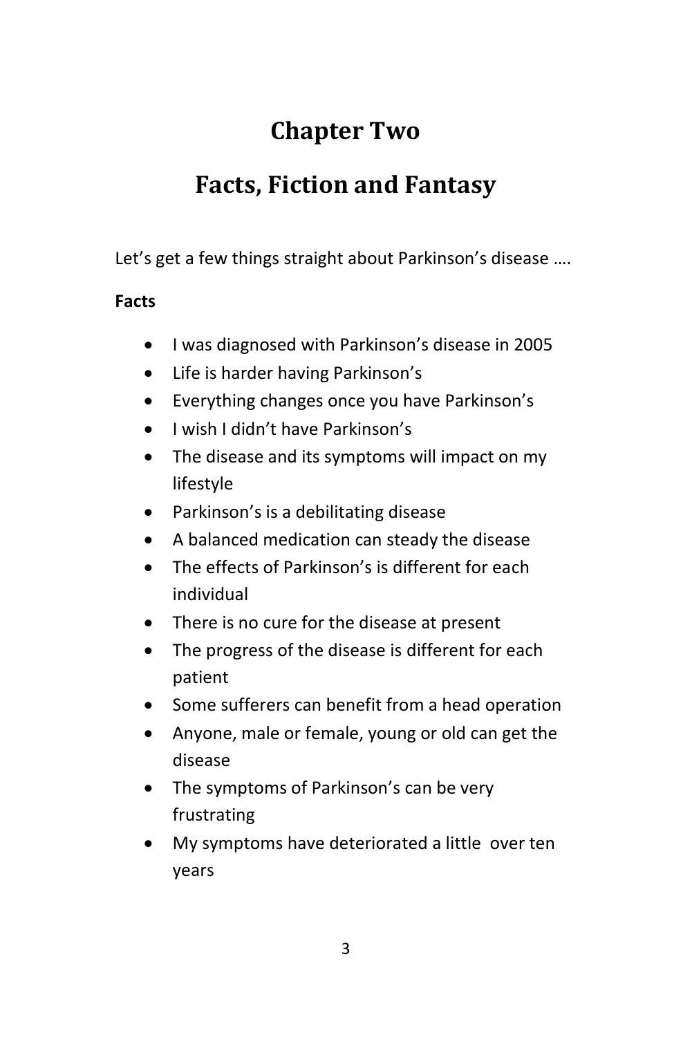# Chapter Two

# Facts, Fiction and Fantasy

Let's get a few things straight about Parkinson's disease ….

**Facts**

- I was diagnosed with Parkinson's disease in 2005
- Life is harder having Parkinson's
- Everything changes once you have Parkinson's
- I wish I didn't have Parkinson's
- The disease and its symptoms will impact on my lifestyle
- Parkinson's is a debilitating disease
- A balanced medication can steady the disease
- The effects of Parkinson's is different for each individual
- There is no cure for the disease at present
- The progress of the disease is different for each patient
- Some sufferers can benefit from a head operation
- Anyone, male or female, young or old can get the disease
- The symptoms of Parkinson's can be very frustrating
- My symptoms have deteriorated a little over ten years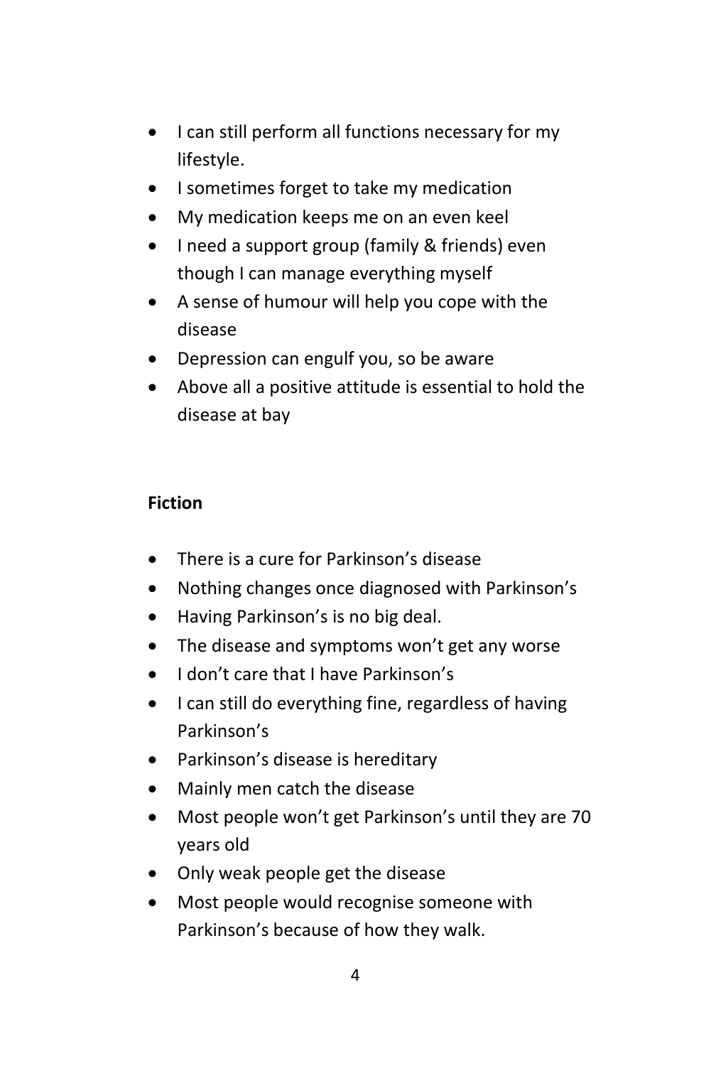- I can still perform all functions necessary for my lifestyle.
- I sometimes forget to take my medication
- My medication keeps me on an even keel
- I need a support group (family & friends) even though I can manage everything myself
- A sense of humour will help you cope with the disease
- Depression can engulf you, so be aware
- Above all a positive attitude is essential to hold the disease at bay

**Fiction**

- There is a cure for Parkinson's disease
- Nothing changes once diagnosed with Parkinson's
- Having Parkinson's is no big deal.
- The disease and symptoms won't get any worse
- I don't care that I have Parkinson's
- I can still do everything fine, regardless of having Parkinson's
- Parkinson's disease is hereditary
- Mainly men catch the disease
- Most people won't get Parkinson's until they are 70 years old
- Only weak people get the disease
- Most people would recognise someone with Parkinson's because of how they walk.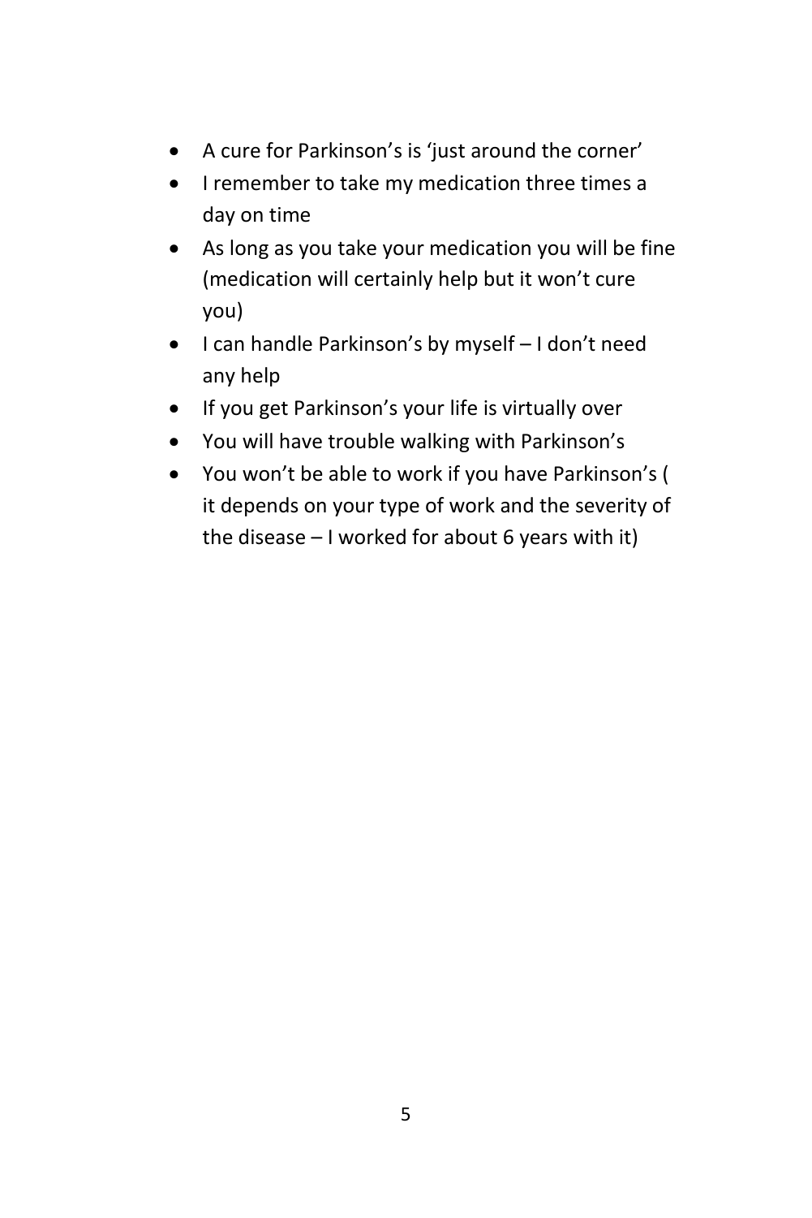- A cure for Parkinson's is 'just around the corner'
- I remember to take my medication three times a day on time
- As long as you take your medication you will be fine (medication will certainly help but it won't cure you)
- I can handle Parkinson's by myself – I don't need any help
- If you get Parkinson's your life is virtually over
- You will have trouble walking with Parkinson's
- You won't be able to work if you have Parkinson's ( it depends on your type of work and the severity of the disease – I worked for about 6 years with it)